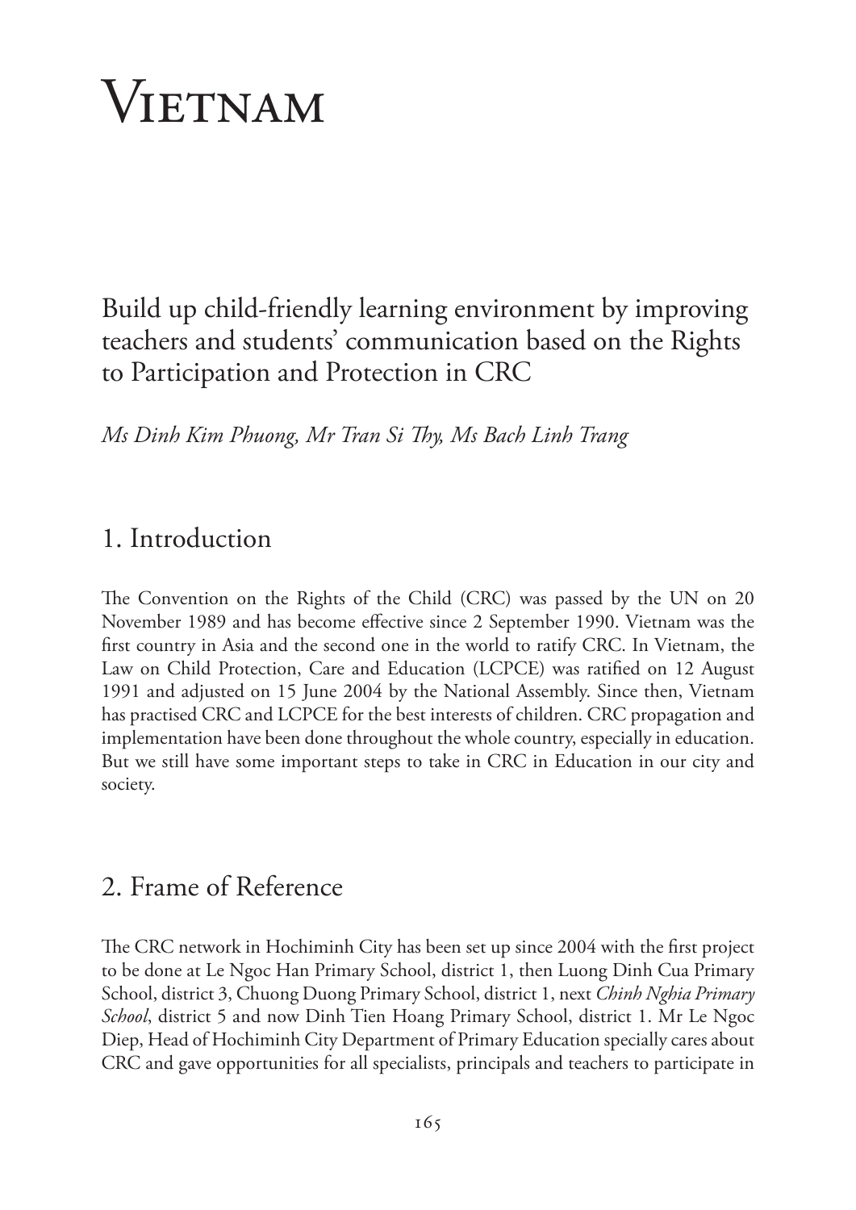# Vietnam

## Build up child-friendly learning environment by improving teachers and students' communication based on the Rights to Participation and Protection in CRC

*Ms Dinh Kim Phuong, Mr Tran Si Thy, Ms Bach Linh Trang*

## 1. Introduction

The Convention on the Rights of the Child (CRC) was passed by the UN on 20 November 1989 and has become effective since 2 September 1990. Vietnam was the first country in Asia and the second one in the world to ratify CRC. In Vietnam, the Law on Child Protection, Care and Education (LCPCE) was ratified on 12 August 1991 and adjusted on 15 June 2004 by the National Assembly. Since then, Vietnam has practised CRC and LCPCE for the best interests of children. CRC propagation and implementation have been done throughout the whole country, especially in education. But we still have some important steps to take in CRC in Education in our city and society.

## 2. Frame of Reference

The CRC network in Hochiminh City has been set up since 2004 with the first project to be done at Le Ngoc Han Primary School, district 1, then Luong Dinh Cua Primary School, district 3, Chuong Duong Primary School, district 1, next *Chinh Nghia Primary School*, district 5 and now Dinh Tien Hoang Primary School, district 1. Mr Le Ngoc Diep, Head of Hochiminh City Department of Primary Education specially cares about CRC and gave opportunities for all specialists, principals and teachers to participate in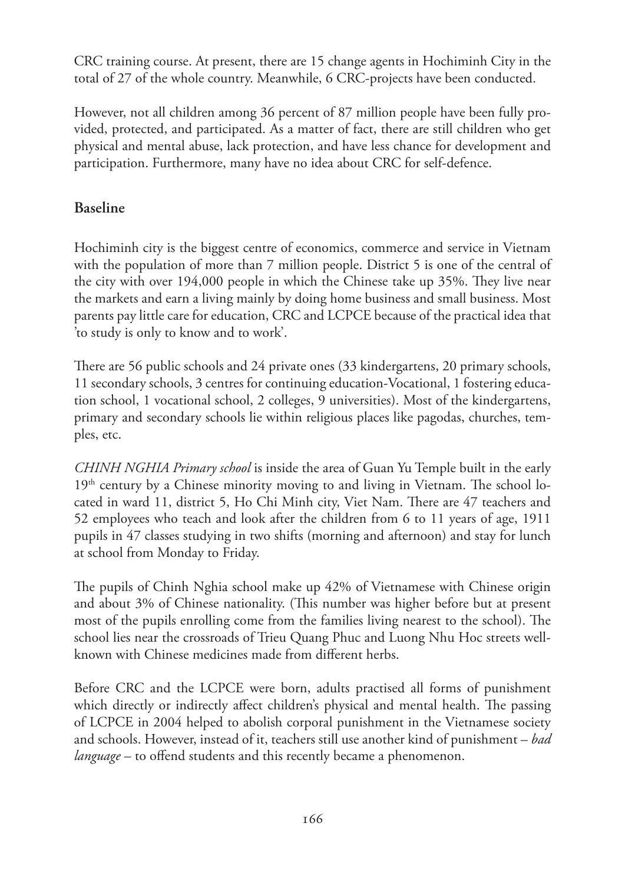CRC training course. At present, there are 15 change agents in Hochiminh City in the total of 27 of the whole country. Meanwhile, 6 CRC-projects have been conducted.

However, not all children among 36 percent of 87 million people have been fully provided, protected, and participated. As a matter of fact, there are still children who get physical and mental abuse, lack protection, and have less chance for development and participation. Furthermore, many have no idea about CRC for self-defence.

## Baseline

Hochiminh city is the biggest centre of economics, commerce and service in Vietnam with the population of more than 7 million people. District 5 is one of the central of the city with over 194,000 people in which the Chinese take up 35%. They live near the markets and earn a living mainly by doing home business and small business. Most parents pay little care for education, CRC and LCPCE because of the practical idea that 'to study is only to know and to work'.

There are 56 public schools and 24 private ones (33 kindergartens, 20 primary schools, 11 secondary schools, 3 centres for continuing education-Vocational, 1 fostering education school, 1 vocational school, 2 colleges, 9 universities). Most of the kindergartens, primary and secondary schools lie within religious places like pagodas, churches, temples, etc.

*CHINH NGHIA Primary school* is inside the area of Guan Yu Temple built in the early 19th century by a Chinese minority moving to and living in Vietnam. The school located in ward 11, district 5, Ho Chi Minh city, Viet Nam. There are 47 teachers and 52 employees who teach and look after the children from 6 to 11 years of age, 1911 pupils in 47 classes studying in two shifts (morning and afternoon) and stay for lunch at school from Monday to Friday.

The pupils of Chinh Nghia school make up 42% of Vietnamese with Chinese origin and about 3% of Chinese nationality. (This number was higher before but at present most of the pupils enrolling come from the families living nearest to the school). The school lies near the crossroads of Trieu Quang Phuc and Luong Nhu Hoc streets well-known with Chinese medicines made from different herbs.

Before CRC and the LCPCE were born, adults practised all forms of punishment which directly or indirectly affect children's physical and mental health. The passing of LCPCE in 2004 helped to abolish corporal punishment in the Vietnamese society and schools. However, instead of it, teachers still use another kind of punishment – *bad language* – to offend students and this recently became a phenomenon.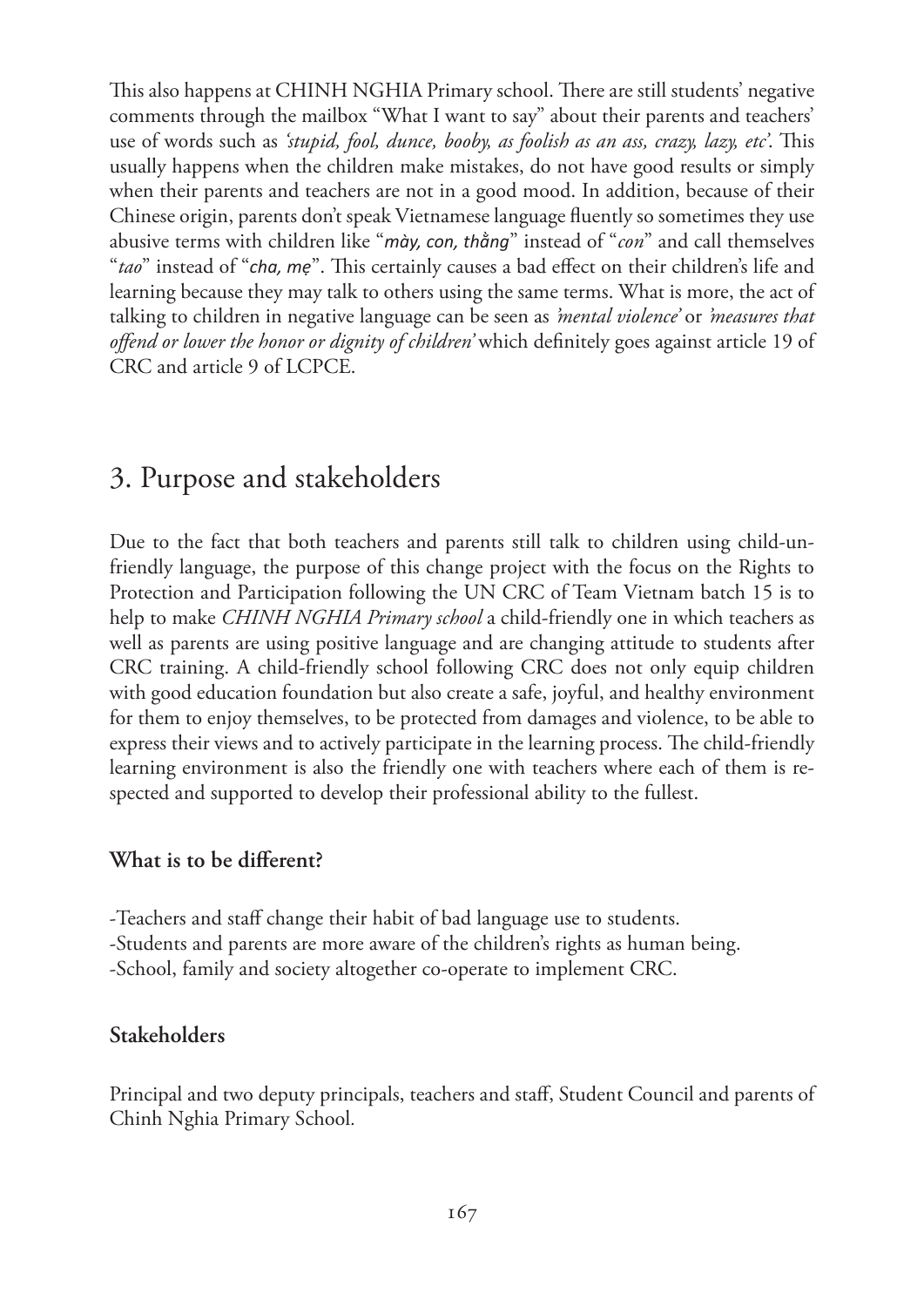This also happens at CHINH NGHIA Primary school. There are still students' negative comments through the mailbox "What I want to say" about their parents and teachers' use of words such as *'stupid, fool, dunce, booby, as foolish as an ass, crazy, lazy, etc'*. This usually happens when the children make mistakes, do not have good results or simply when their parents and teachers are not in a good mood. In addition, because of their Chinese origin, parents don't speak Vietnamese language fluently so sometimes they use abusive terms with children like "*mày, con, thằng*" instead of "*con*" and call themselves "*tao*" instead of "*cha, mẹ*". This certainly causes a bad effect on their children's life and learning because they may talk to others using the same terms. What is more, the act of talking to children in negative language can be seen as *'mental violence'* or *'measures that offend or lower the honor or dignity of children'* which definitely goes against article 19 of CRC and article 9 of LCPCE.

## 3. Purpose and stakeholders

Due to the fact that both teachers and parents still talk to children using child-unfriendly language, the purpose of this change project with the focus on the Rights to Protection and Participation following the UN CRC of Team Vietnam batch 15 is to help to make *CHINH NGHIA Primary school* a child-friendly one in which teachers as well as parents are using positive language and are changing attitude to students after CRC training. A child-friendly school following CRC does not only equip children with good education foundation but also create a safe, joyful, and healthy environment for them to enjoy themselves, to be protected from damages and violence, to be able to express their views and to actively participate in the learning process. The child-friendly learning environment is also the friendly one with teachers where each of them is respected and supported to develop their professional ability to the fullest.

### What is to be different?

-Teachers and staff change their habit of bad language use to students.
-Students and parents are more aware of the children's rights as human being.
-School, family and society altogether co-operate to implement CRC.

### Stakeholders

Principal and two deputy principals, teachers and staff, Student Council and parents of Chinh Nghia Primary School.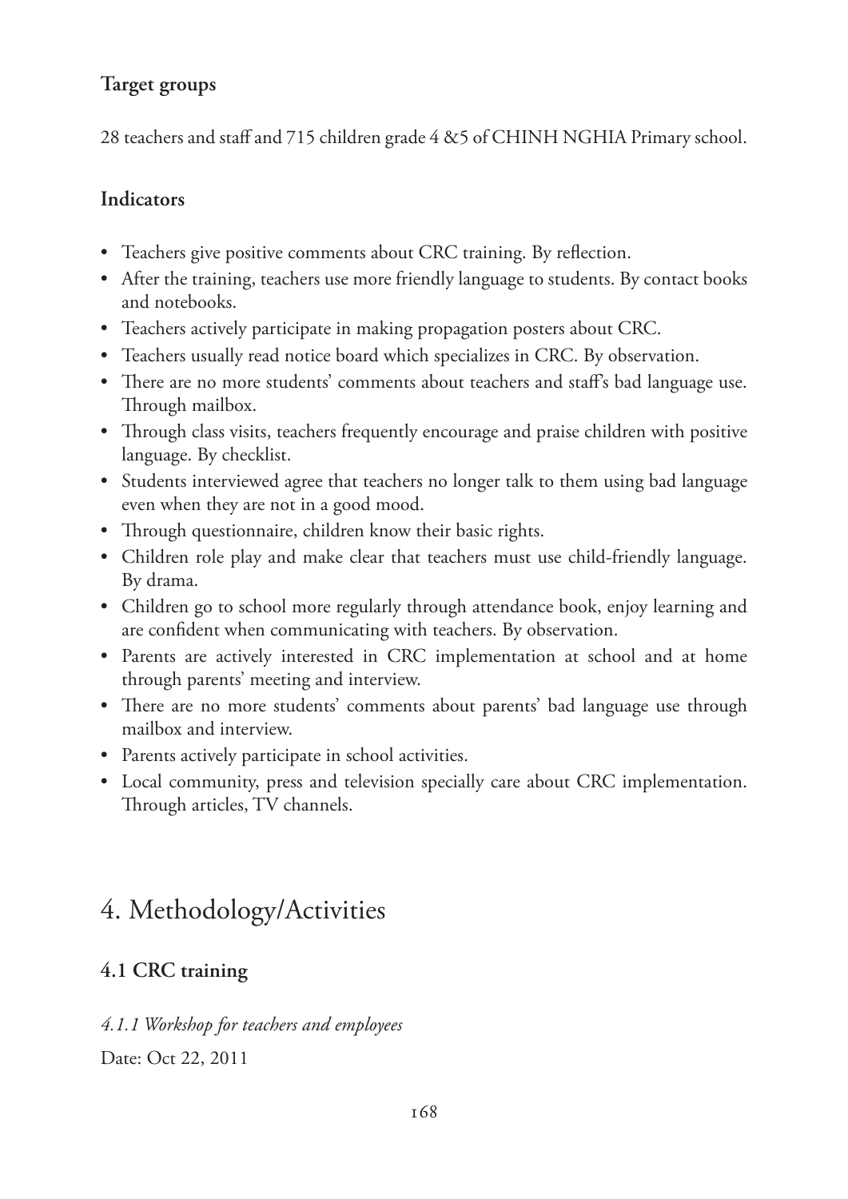### Target groups

28 teachers and staff and 715 children grade 4 &5 of CHINH NGHIA Primary school.

### Indicators

- Teachers give positive comments about CRC training. By reflection.
- After the training, teachers use more friendly language to students. By contact books and notebooks.
- Teachers actively participate in making propagation posters about CRC.
- Teachers usually read notice board which specializes in CRC. By observation.
- There are no more students' comments about teachers and staff's bad language use. Through mailbox.
- Through class visits, teachers frequently encourage and praise children with positive language. By checklist.
- Students interviewed agree that teachers no longer talk to them using bad language even when they are not in a good mood.
- Through questionnaire, children know their basic rights.
- Children role play and make clear that teachers must use child-friendly language. By drama.
- Children go to school more regularly through attendance book, enjoy learning and are confident when communicating with teachers. By observation.
- Parents are actively interested in CRC implementation at school and at home through parents' meeting and interview.
- There are no more students' comments about parents' bad language use through mailbox and interview.
- Parents actively participate in school activities.
- Local community, press and television specially care about CRC implementation. Through articles, TV channels.

## 4. Methodology/Activities

### 4.1 CRC training

*4.1.1 Workshop for teachers and employees*

Date: Oct 22, 2011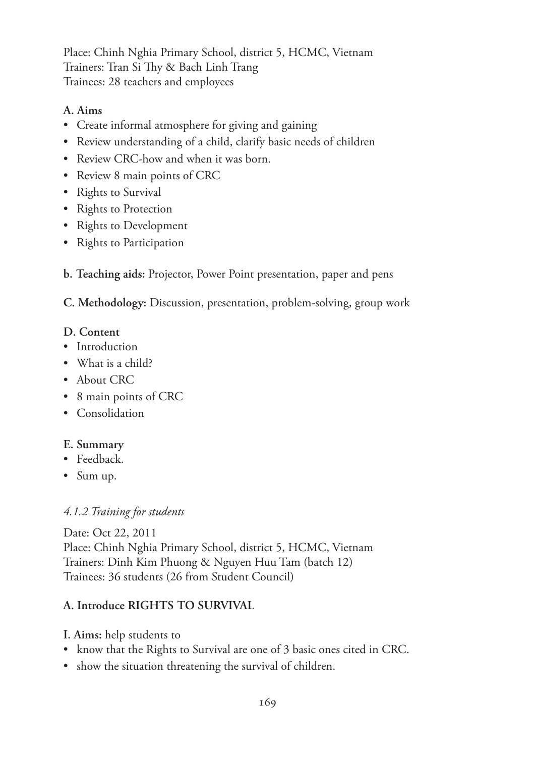Place: Chinh Nghia Primary School, district 5, HCMC, Vietnam
Trainers: Tran Si Thy & Bach Linh Trang
Trainees: 28 teachers and employees

**A. Aims**

- Create informal atmosphere for giving and gaining
- Review understanding of a child, clarify basic needs of children
- Review CRC-how and when it was born.
- Review 8 main points of CRC
- Rights to Survival
- Rights to Protection
- Rights to Development
- Rights to Participation

**b. Teaching aids:** Projector, Power Point presentation, paper and pens

**C. Methodology:** Discussion, presentation, problem-solving, group work

**D. Content**

- Introduction
- What is a child?
- About CRC
- 8 main points of CRC
- Consolidation

**E. Summary**

- Feedback.
- Sum up.

*4.1.2 Training for students*

Date: Oct 22, 2011
Place: Chinh Nghia Primary School, district 5, HCMC, Vietnam
Trainers: Dinh Kim Phuong & Nguyen Huu Tam (batch 12)
Trainees: 36 students (26 from Student Council)

**A. Introduce RIGHTS TO SURVIVAL**

**I. Aims:** help students to

- know that the Rights to Survival are one of 3 basic ones cited in CRC.
- show the situation threatening the survival of children.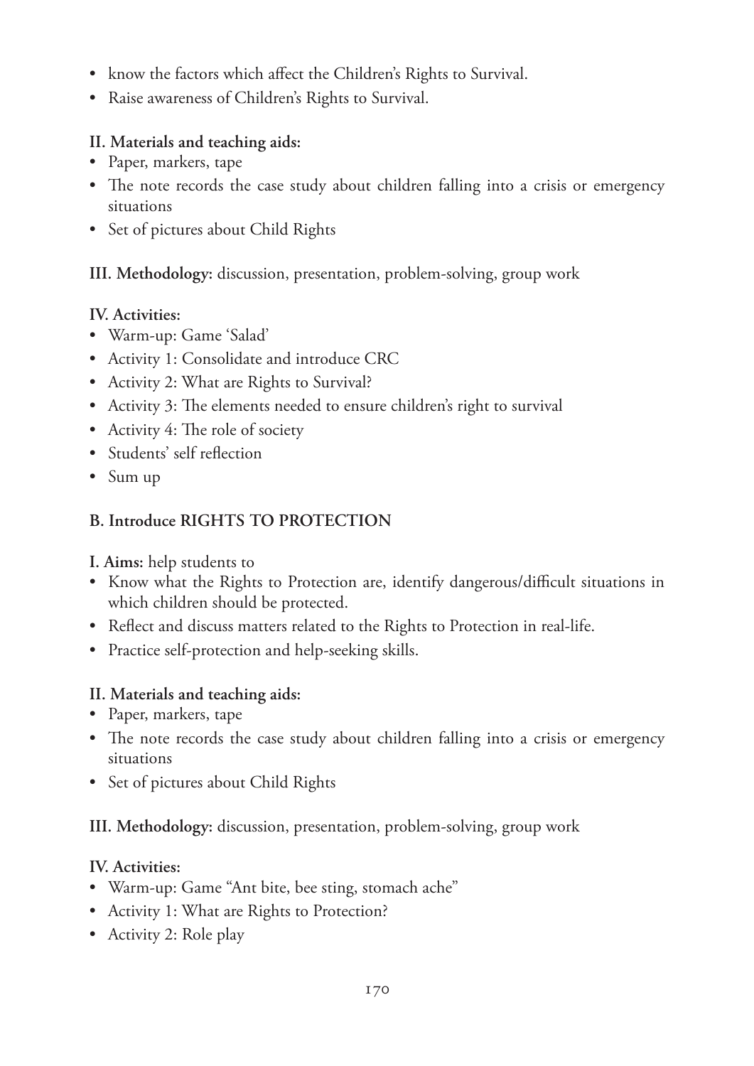- know the factors which affect the Children's Rights to Survival.
- Raise awareness of Children's Rights to Survival.

**II. Materials and teaching aids:**

- Paper, markers, tape
- The note records the case study about children falling into a crisis or emergency situations
- Set of pictures about Child Rights

**III. Methodology:** discussion, presentation, problem-solving, group work

**IV. Activities:**

- Warm-up: Game 'Salad'
- Activity 1: Consolidate and introduce CRC
- Activity 2: What are Rights to Survival?
- Activity 3: The elements needed to ensure children's right to survival
- Activity 4: The role of society
- Students' self reflection
- Sum up

## B. Introduce RIGHTS TO PROTECTION

**I. Aims:** help students to

- Know what the Rights to Protection are, identify dangerous/difficult situations in which children should be protected.
- Reflect and discuss matters related to the Rights to Protection in real-life.
- Practice self-protection and help-seeking skills.

**II. Materials and teaching aids:**

- Paper, markers, tape
- The note records the case study about children falling into a crisis or emergency situations
- Set of pictures about Child Rights

**III. Methodology:** discussion, presentation, problem-solving, group work

**IV. Activities:**

- Warm-up: Game "Ant bite, bee sting, stomach ache"
- Activity 1: What are Rights to Protection?
- Activity 2: Role play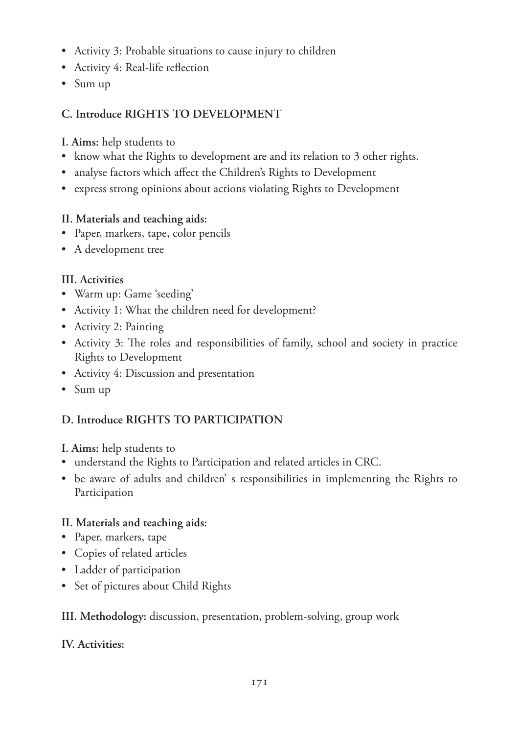- Activity 3: Probable situations to cause injury to children
- Activity 4: Real-life reflection
- Sum up

## C. Introduce RIGHTS TO DEVELOPMENT

**I. Aims:** help students to

- know what the Rights to development are and its relation to 3 other rights.
- analyse factors which affect the Children's Rights to Development
- express strong opinions about actions violating Rights to Development

**II. Materials and teaching aids:**

- Paper, markers, tape, color pencils
- A development tree

**III. Activities**

- Warm up: Game 'seeding'
- Activity 1: What the children need for development?
- Activity 2: Painting
- Activity 3: The roles and responsibilities of family, school and society in practice Rights to Development
- Activity 4: Discussion and presentation
- Sum up

## D. Introduce RIGHTS TO PARTICIPATION

**I. Aims:** help students to

- understand the Rights to Participation and related articles in CRC.
- be aware of adults and children' s responsibilities in implementing the Rights to Participation

**II. Materials and teaching aids:**

- Paper, markers, tape
- Copies of related articles
- Ladder of participation
- Set of pictures about Child Rights

**III. Methodology:** discussion, presentation, problem-solving, group work

**IV. Activities:**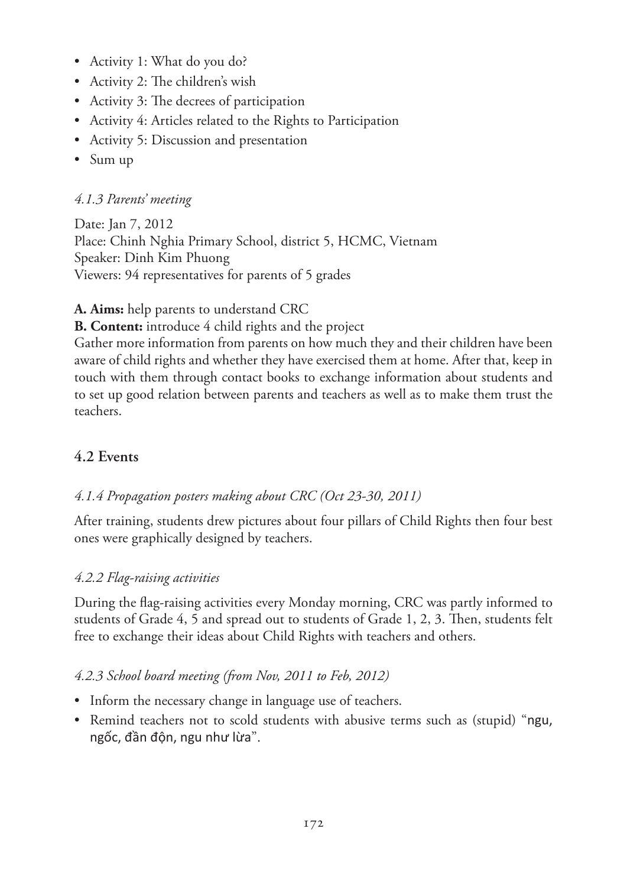- Activity 1: What do you do?
- Activity 2: The children's wish
- Activity 3: The decrees of participation
- Activity 4: Articles related to the Rights to Participation
- Activity 5: Discussion and presentation
- Sum up

#### *4.1.3 Parents' meeting*

Date: Jan 7, 2012
Place: Chinh Nghia Primary School, district 5, HCMC, Vietnam
Speaker: Dinh Kim Phuong
Viewers: 94 representatives for parents of 5 grades

**A. Aims:** help parents to understand CRC

**B. Content:** introduce 4 child rights and the project

Gather more information from parents on how much they and their children have been aware of child rights and whether they have exercised them at home. After that, keep in touch with them through contact books to exchange information about students and to set up good relation between parents and teachers as well as to make them trust the teachers.

### 4.2 Events

#### *4.1.4 Propagation posters making about CRC (Oct 23-30, 2011)*

After training, students drew pictures about four pillars of Child Rights then four best ones were graphically designed by teachers.

#### *4.2.2 Flag-raising activities*

During the flag-raising activities every Monday morning, CRC was partly informed to students of Grade 4, 5 and spread out to students of Grade 1, 2, 3. Then, students felt free to exchange their ideas about Child Rights with teachers and others.

#### *4.2.3 School board meeting (from Nov, 2011 to Feb, 2012)*

- Inform the necessary change in language use of teachers.
- Remind teachers not to scold students with abusive terms such as (stupid) "ngu, ngốc, đần độn, ngu như lừa".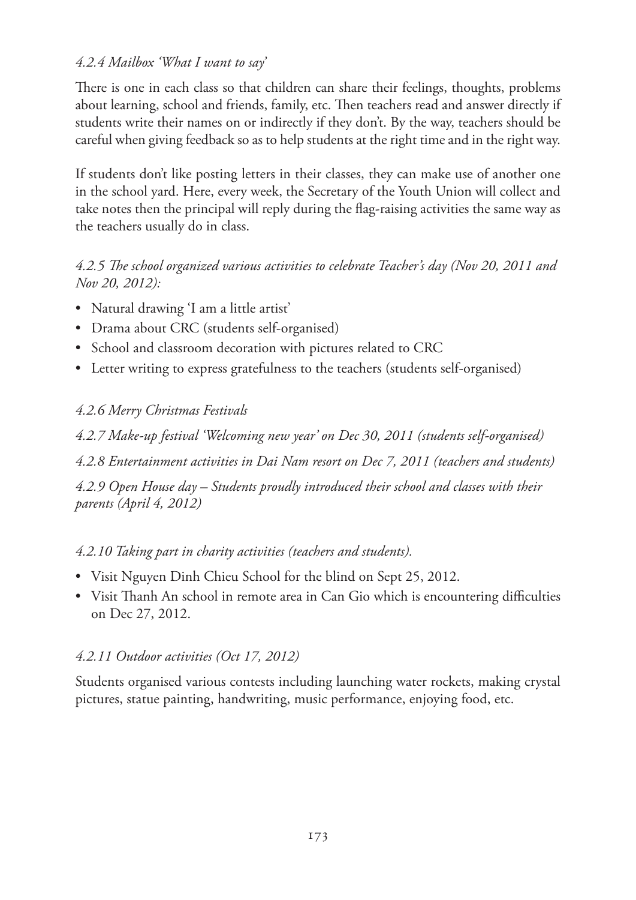#### *4.2.4 Mailbox 'What I want to say'*

There is one in each class so that children can share their feelings, thoughts, problems about learning, school and friends, family, etc. Then teachers read and answer directly if students write their names on or indirectly if they don't. By the way, teachers should be careful when giving feedback so as to help students at the right time and in the right way.

If students don't like posting letters in their classes, they can make use of another one in the school yard. Here, every week, the Secretary of the Youth Union will collect and take notes then the principal will reply during the flag-raising activities the same way as the teachers usually do in class.

#### *4.2.5 The school organized various activities to celebrate Teacher's day (Nov 20, 2011 and Nov 20, 2012):*

- Natural drawing 'I am a little artist'
- Drama about CRC (students self-organised)
- School and classroom decoration with pictures related to CRC
- Letter writing to express gratefulness to the teachers (students self-organised)

#### *4.2.6 Merry Christmas Festivals*

#### *4.2.7 Make-up festival 'Welcoming new year' on Dec 30, 2011 (students self-organised)*

#### *4.2.8 Entertainment activities in Dai Nam resort on Dec 7, 2011 (teachers and students)*

#### *4.2.9 Open House day – Students proudly introduced their school and classes with their parents (April 4, 2012)*

#### *4.2.10 Taking part in charity activities (teachers and students).*

- Visit Nguyen Dinh Chieu School for the blind on Sept 25, 2012.
- Visit Thanh An school in remote area in Can Gio which is encountering difficulties on Dec 27, 2012.

#### *4.2.11 Outdoor activities (Oct 17, 2012)*

Students organised various contests including launching water rockets, making crystal pictures, statue painting, handwriting, music performance, enjoying food, etc.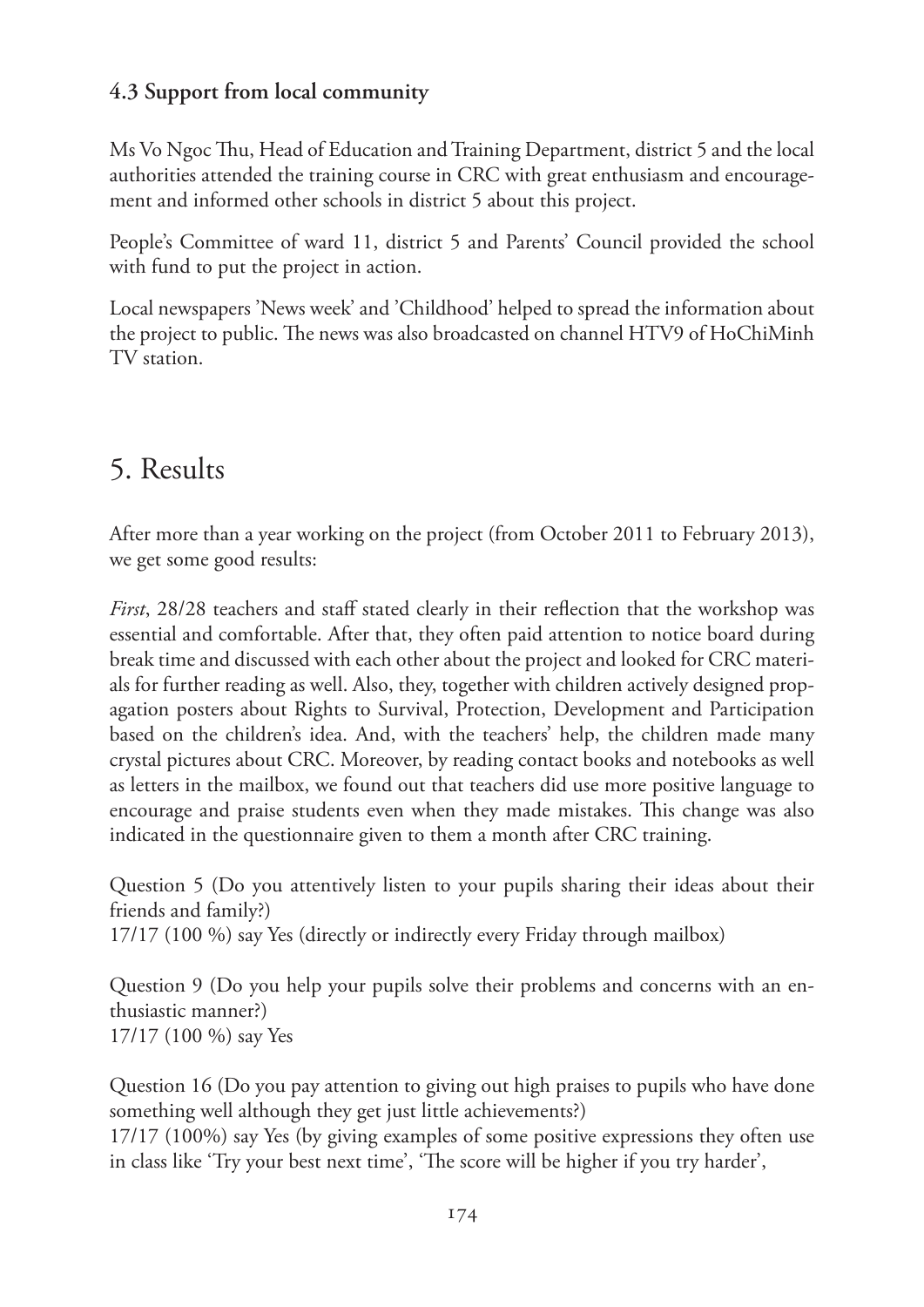### 4.3 Support from local community

Ms Vo Ngoc Thu, Head of Education and Training Department, district 5 and the local authorities attended the training course in CRC with great enthusiasm and encouragement and informed other schools in district 5 about this project.

People's Committee of ward 11, district 5 and Parents' Council provided the school with fund to put the project in action.

Local newspapers 'News week' and 'Childhood' helped to spread the information about the project to public. The news was also broadcasted on channel HTV9 of HoChiMinh TV station.

## 5. Results

After more than a year working on the project (from October 2011 to February 2013), we get some good results:

*First*, 28/28 teachers and staff stated clearly in their reflection that the workshop was essential and comfortable. After that, they often paid attention to notice board during break time and discussed with each other about the project and looked for CRC materials for further reading as well. Also, they, together with children actively designed propagation posters about Rights to Survival, Protection, Development and Participation based on the children's idea. And, with the teachers' help, the children made many crystal pictures about CRC. Moreover, by reading contact books and notebooks as well as letters in the mailbox, we found out that teachers did use more positive language to encourage and praise students even when they made mistakes. This change was also indicated in the questionnaire given to them a month after CRC training.

Question 5 (Do you attentively listen to your pupils sharing their ideas about their friends and family?)
17/17 (100 %) say Yes (directly or indirectly every Friday through mailbox)

Question 9 (Do you help your pupils solve their problems and concerns with an enthusiastic manner?)
17/17 (100 %) say Yes

Question 16 (Do you pay attention to giving out high praises to pupils who have done something well although they get just little achievements?)
17/17 (100%) say Yes (by giving examples of some positive expressions they often use in class like 'Try your best next time', 'The score will be higher if you try harder',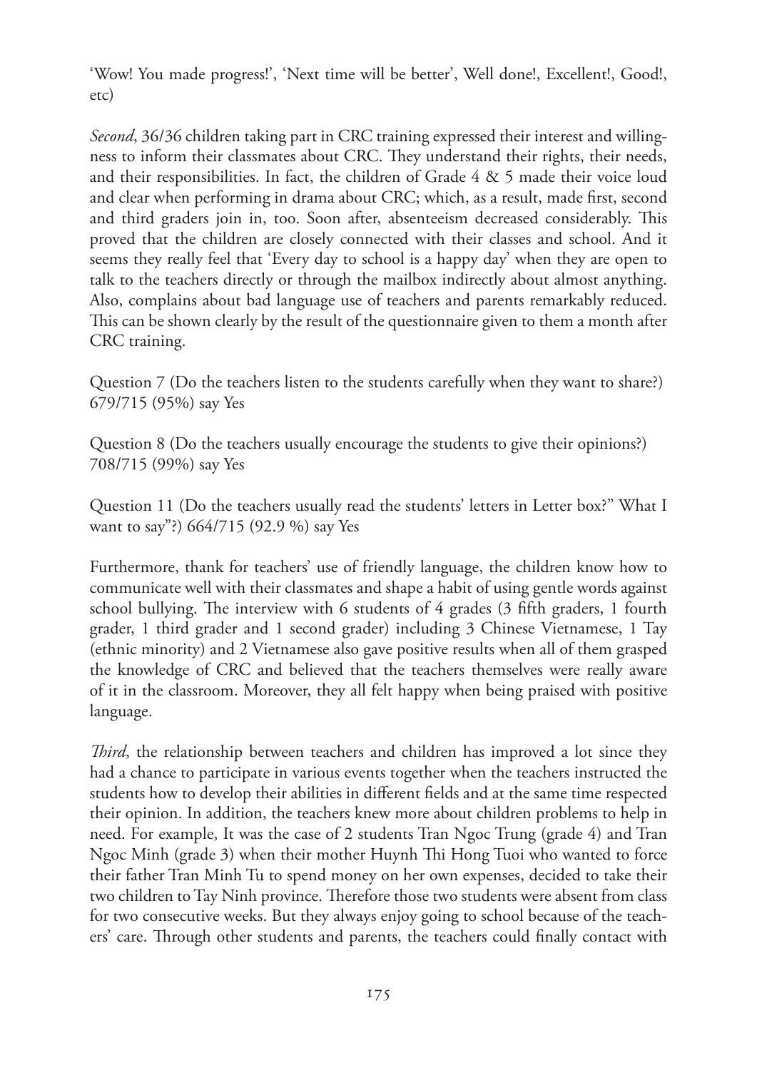'Wow! You made progress!', 'Next time will be better', Well done!, Excellent!, Good!, etc)

*Second*, 36/36 children taking part in CRC training expressed their interest and willingness to inform their classmates about CRC. They understand their rights, their needs, and their responsibilities. In fact, the children of Grade 4 & 5 made their voice loud and clear when performing in drama about CRC; which, as a result, made first, second and third graders join in, too. Soon after, absenteeism decreased considerably. This proved that the children are closely connected with their classes and school. And it seems they really feel that 'Every day to school is a happy day' when they are open to talk to the teachers directly or through the mailbox indirectly about almost anything. Also, complains about bad language use of teachers and parents remarkably reduced. This can be shown clearly by the result of the questionnaire given to them a month after CRC training.

Question 7 (Do the teachers listen to the students carefully when they want to share?) 679/715 (95%) say Yes

Question 8 (Do the teachers usually encourage the students to give their opinions?) 708/715 (99%) say Yes

Question 11 (Do the teachers usually read the students' letters in Letter box?" What I want to say"?) 664/715 (92.9 %) say Yes

Furthermore, thank for teachers' use of friendly language, the children know how to communicate well with their classmates and shape a habit of using gentle words against school bullying. The interview with 6 students of 4 grades (3 fifth graders, 1 fourth grader, 1 third grader and 1 second grader) including 3 Chinese Vietnamese, 1 Tay (ethnic minority) and 2 Vietnamese also gave positive results when all of them grasped the knowledge of CRC and believed that the teachers themselves were really aware of it in the classroom. Moreover, they all felt happy when being praised with positive language.

*Third*, the relationship between teachers and children has improved a lot since they had a chance to participate in various events together when the teachers instructed the students how to develop their abilities in different fields and at the same time respected their opinion. In addition, the teachers knew more about children problems to help in need. For example, It was the case of 2 students Tran Ngoc Trung (grade 4) and Tran Ngoc Minh (grade 3) when their mother Huynh Thi Hong Tuoi who wanted to force their father Tran Minh Tu to spend money on her own expenses, decided to take their two children to Tay Ninh province. Therefore those two students were absent from class for two consecutive weeks. But they always enjoy going to school because of the teachers' care. Through other students and parents, the teachers could finally contact with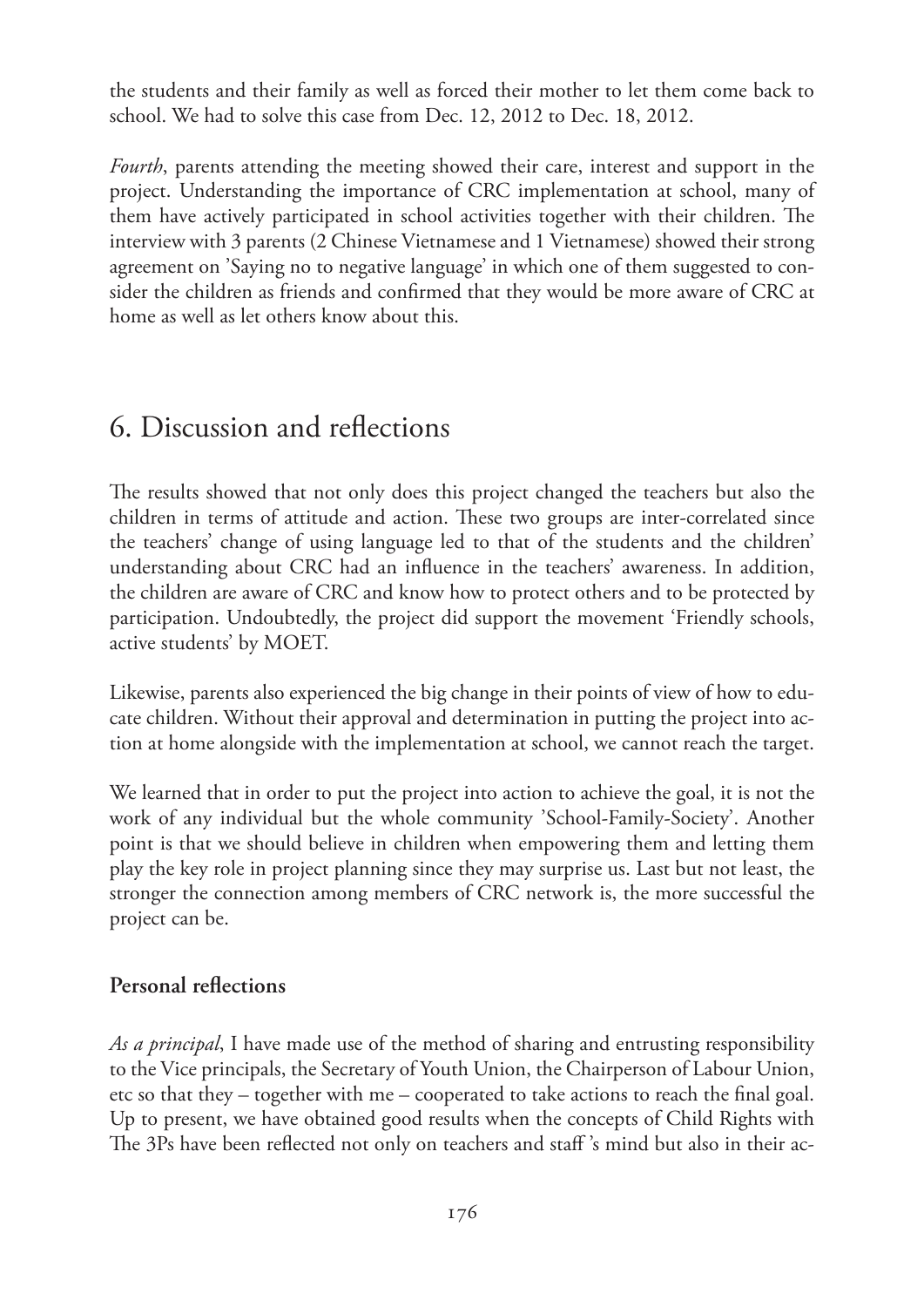the students and their family as well as forced their mother to let them come back to school. We had to solve this case from Dec. 12, 2012 to Dec. 18, 2012.

*Fourth*, parents attending the meeting showed their care, interest and support in the project. Understanding the importance of CRC implementation at school, many of them have actively participated in school activities together with their children. The interview with 3 parents (2 Chinese Vietnamese and 1 Vietnamese) showed their strong agreement on 'Saying no to negative language' in which one of them suggested to consider the children as friends and confirmed that they would be more aware of CRC at home as well as let others know about this.

# 6. Discussion and reflections

The results showed that not only does this project changed the teachers but also the children in terms of attitude and action. These two groups are inter-correlated since the teachers' change of using language led to that of the students and the children' understanding about CRC had an influence in the teachers' awareness. In addition, the children are aware of CRC and know how to protect others and to be protected by participation. Undoubtedly, the project did support the movement 'Friendly schools, active students' by MOET.

Likewise, parents also experienced the big change in their points of view of how to educate children. Without their approval and determination in putting the project into action at home alongside with the implementation at school, we cannot reach the target.

We learned that in order to put the project into action to achieve the goal, it is not the work of any individual but the whole community 'School-Family-Society'. Another point is that we should believe in children when empowering them and letting them play the key role in project planning since they may surprise us. Last but not least, the stronger the connection among members of CRC network is, the more successful the project can be.

### Personal reflections

*As a principal*, I have made use of the method of sharing and entrusting responsibility to the Vice principals, the Secretary of Youth Union, the Chairperson of Labour Union, etc so that they – together with me – cooperated to take actions to reach the final goal. Up to present, we have obtained good results when the concepts of Child Rights with The 3Ps have been reflected not only on teachers and staff 's mind but also in their ac-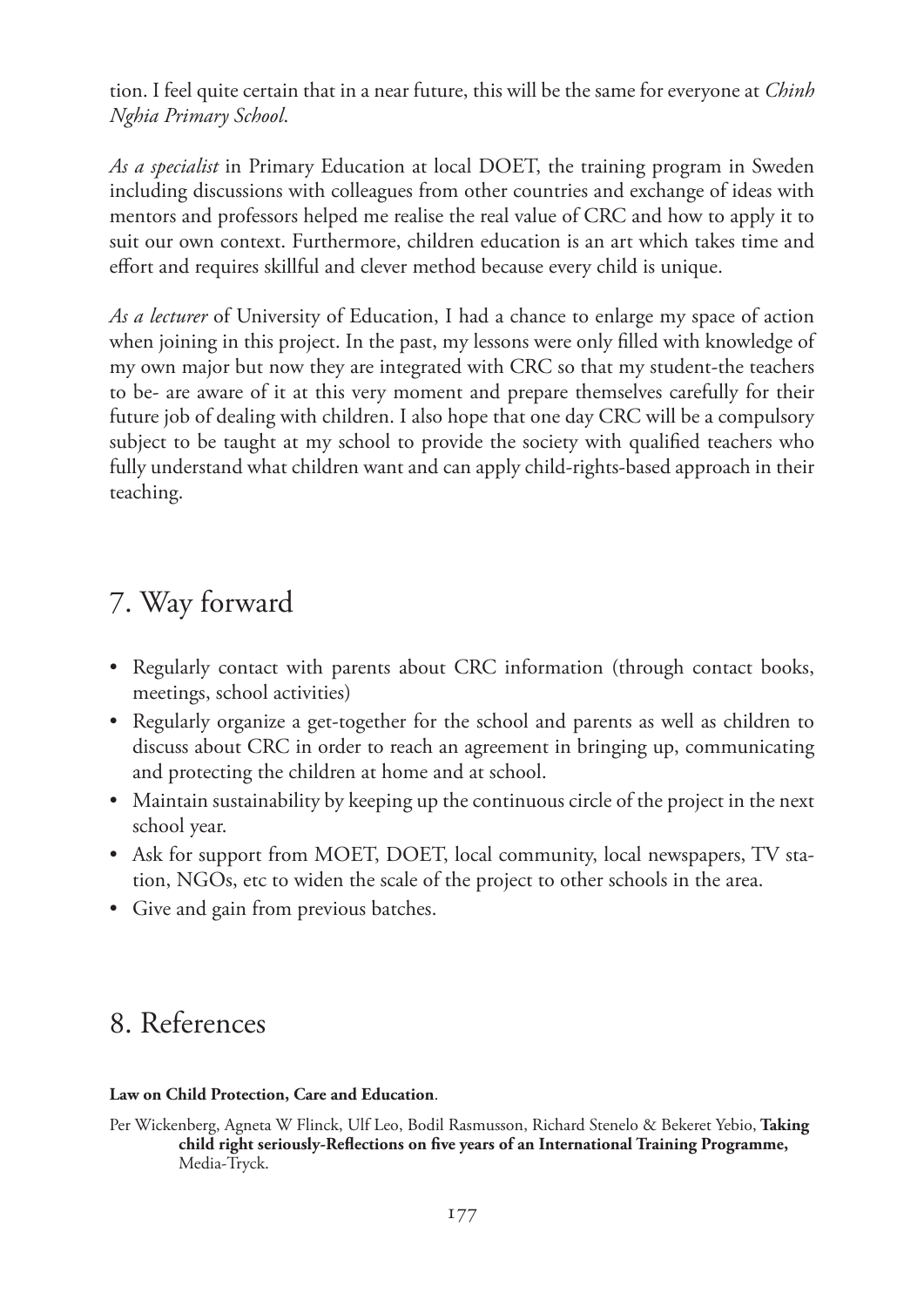tion. I feel quite certain that in a near future, this will be the same for everyone at *Chinh Nghia Primary School*.

*As a specialist* in Primary Education at local DOET, the training program in Sweden including discussions with colleagues from other countries and exchange of ideas with mentors and professors helped me realise the real value of CRC and how to apply it to suit our own context. Furthermore, children education is an art which takes time and effort and requires skillful and clever method because every child is unique.

*As a lecturer* of University of Education, I had a chance to enlarge my space of action when joining in this project. In the past, my lessons were only filled with knowledge of my own major but now they are integrated with CRC so that my student-the teachers to be- are aware of it at this very moment and prepare themselves carefully for their future job of dealing with children. I also hope that one day CRC will be a compulsory subject to be taught at my school to provide the society with qualified teachers who fully understand what children want and can apply child-rights-based approach in their teaching.

## 7. Way forward

- Regularly contact with parents about CRC information (through contact books, meetings, school activities)
- Regularly organize a get-together for the school and parents as well as children to discuss about CRC in order to reach an agreement in bringing up, communicating and protecting the children at home and at school.
- Maintain sustainability by keeping up the continuous circle of the project in the next school year.
- Ask for support from MOET, DOET, local community, local newspapers, TV station, NGOs, etc to widen the scale of the project to other schools in the area.
- Give and gain from previous batches.

## 8. References

**Law on Child Protection, Care and Education**.

Per Wickenberg, Agneta W Flinck, Ulf Leo, Bodil Rasmusson, Richard Stenelo & Bekeret Yebio, **Taking child right seriously-Reflections on five years of an International Training Programme,** Media-Tryck.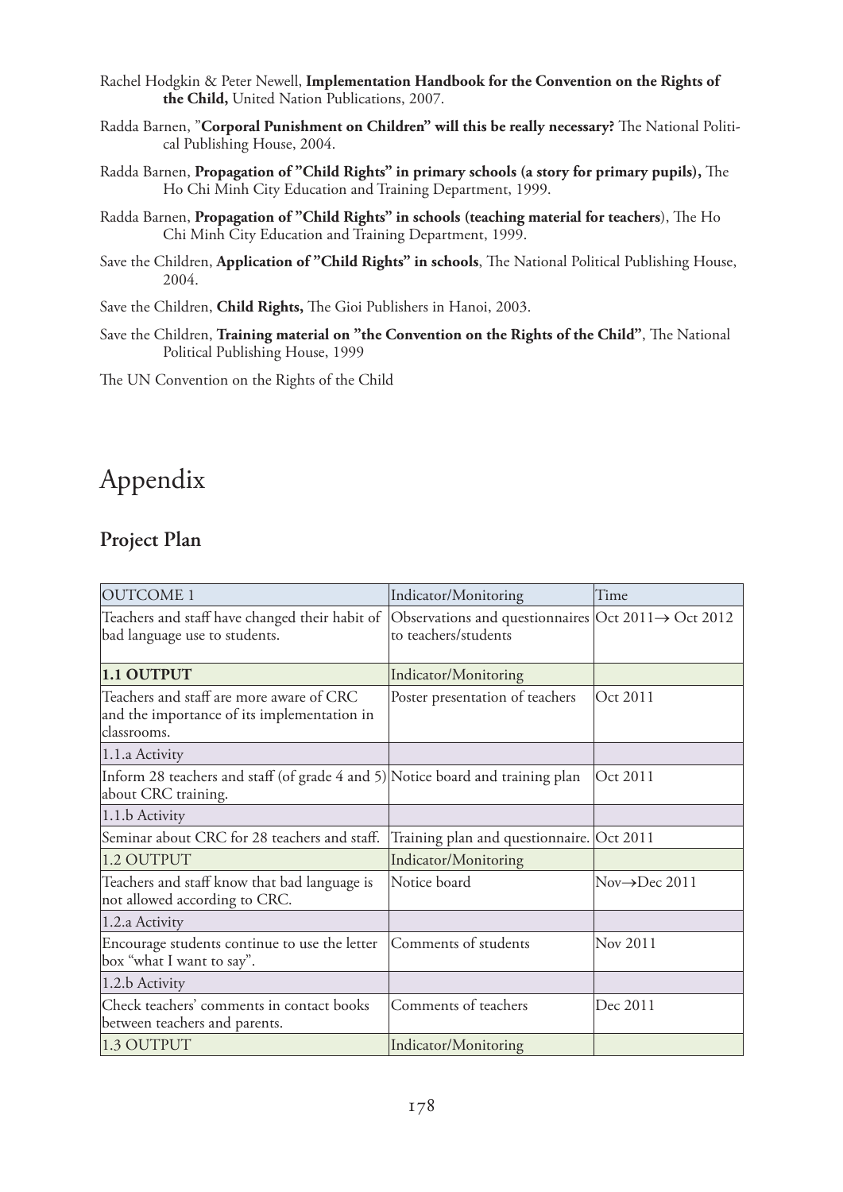Rachel Hodgkin & Peter Newell, **Implementation Handbook for the Convention on the Rights of the Child,** United Nation Publications, 2007.

Radda Barnen, "**Corporal Punishment on Children" will this be really necessary?** The National Political Publishing House, 2004.

Radda Barnen, **Propagation of "Child Rights" in primary schools (a story for primary pupils),** The Ho Chi Minh City Education and Training Department, 1999.

Radda Barnen, **Propagation of "Child Rights" in schools (teaching material for teachers**), The Ho Chi Minh City Education and Training Department, 1999.

Save the Children, **Application of "Child Rights" in schools**, The National Political Publishing House, 2004.

Save the Children, **Child Rights,** The Gioi Publishers in Hanoi, 2003.

Save the Children, **Training material on "the Convention on the Rights of the Child"**, The National Political Publishing House, 1999

The UN Convention on the Rights of the Child

# Appendix

## Project Plan

| OUTCOME 1 | Indicator/Monitoring | Time |
|---|---|---|
| Teachers and staff have changed their habit of bad language use to students. | Observations and questionnaires to teachers/students | Oct 2011→ Oct 2012 |
| **1.1 OUTPUT** | Indicator/Monitoring | |
| Teachers and staff are more aware of CRC and the importance of its implementation in classrooms. | Poster presentation of teachers | Oct 2011 |
| 1.1.a Activity | | |
| Inform 28 teachers and staff (of grade 4 and 5) about CRC training. | Notice board and training plan | Oct 2011 |
| 1.1.b Activity | | |
| Seminar about CRC for 28 teachers and staff. | Training plan and questionnaire. | Oct 2011 |
| 1.2 OUTPUT | Indicator/Monitoring | |
| Teachers and staff know that bad language is not allowed according to CRC. | Notice board | Nov→Dec 2011 |
| 1.2.a Activity | | |
| Encourage students continue to use the letter box "what I want to say". | Comments of students | Nov 2011 |
| 1.2.b Activity | | |
| Check teachers' comments in contact books between teachers and parents. | Comments of teachers | Dec 2011 |
| 1.3 OUTPUT | Indicator/Monitoring | |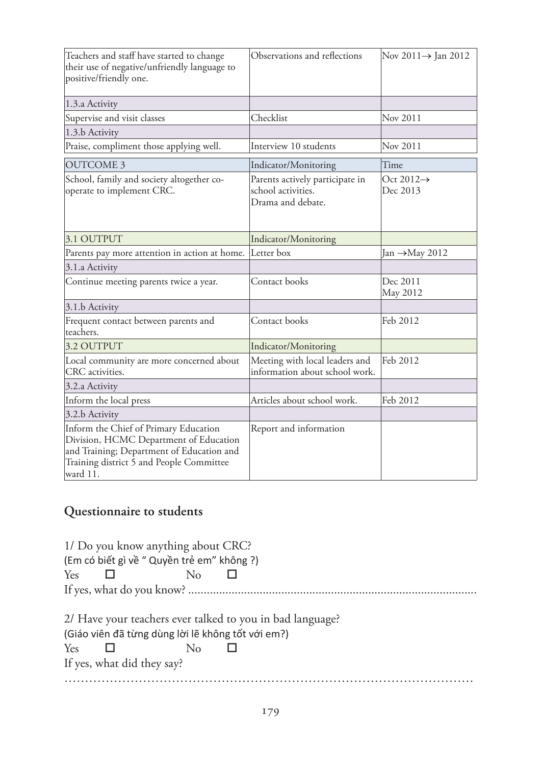| | | |
|---|---|---|
| Teachers and staff have started to change their use of negative/unfriendly language to positive/friendly one. | Observations and reflections | Nov 2011→ Jan 2012 |
| 1.3.a Activity | | |
| Supervise and visit classes | Checklist | Nov 2011 |
| 1.3.b Activity | | |
| Praise, compliment those applying well. | Interview 10 students | Nov 2011 |

| OUTCOME 3 | Indicator/Monitoring | Time |
|---|---|---|
| School, family and society altogether co-operate to implement CRC. | Parents actively participate in school activities.<br>Drama and debate. | Oct 2012→<br>Dec 2013 |
| 3.1 OUTPUT | Indicator/Monitoring | |
| Parents pay more attention in action at home. | Letter box | Jan →May 2012 |
| 3.1.a Activity | | |
| Continue meeting parents twice a year. | Contact books | Dec 2011<br>May 2012 |
| 3.1.b Activity | | |
| Frequent contact between parents and teachers. | Contact books | Feb 2012 |
| 3.2 OUTPUT | Indicator/Monitoring | |
| Local community are more concerned about CRC activities. | Meeting with local leaders and information about school work. | Feb 2012 |
| 3.2.a Activity | | |
| Inform the local press | Articles about school work. | Feb 2012 |
| 3.2.b Activity | | |
| Inform the Chief of Primary Education Division, HCMC Department of Education and Training; Department of Education and Training district 5 and People Committee ward 11. | Report and information | |

## Questionnaire to students

1/ Do you know anything about CRC?
(Em có biết gì về " Quyền trẻ em" không ?)
Yes ☐ No ☐
If yes, what do you know? ......................................................................................

2/ Have your teachers ever talked to you in bad language?
(Giáo viên đã từng dùng lời lẽ không tốt với em?)
Yes ☐ No ☐
If yes, what did they say?
…………………………………………………………………………………………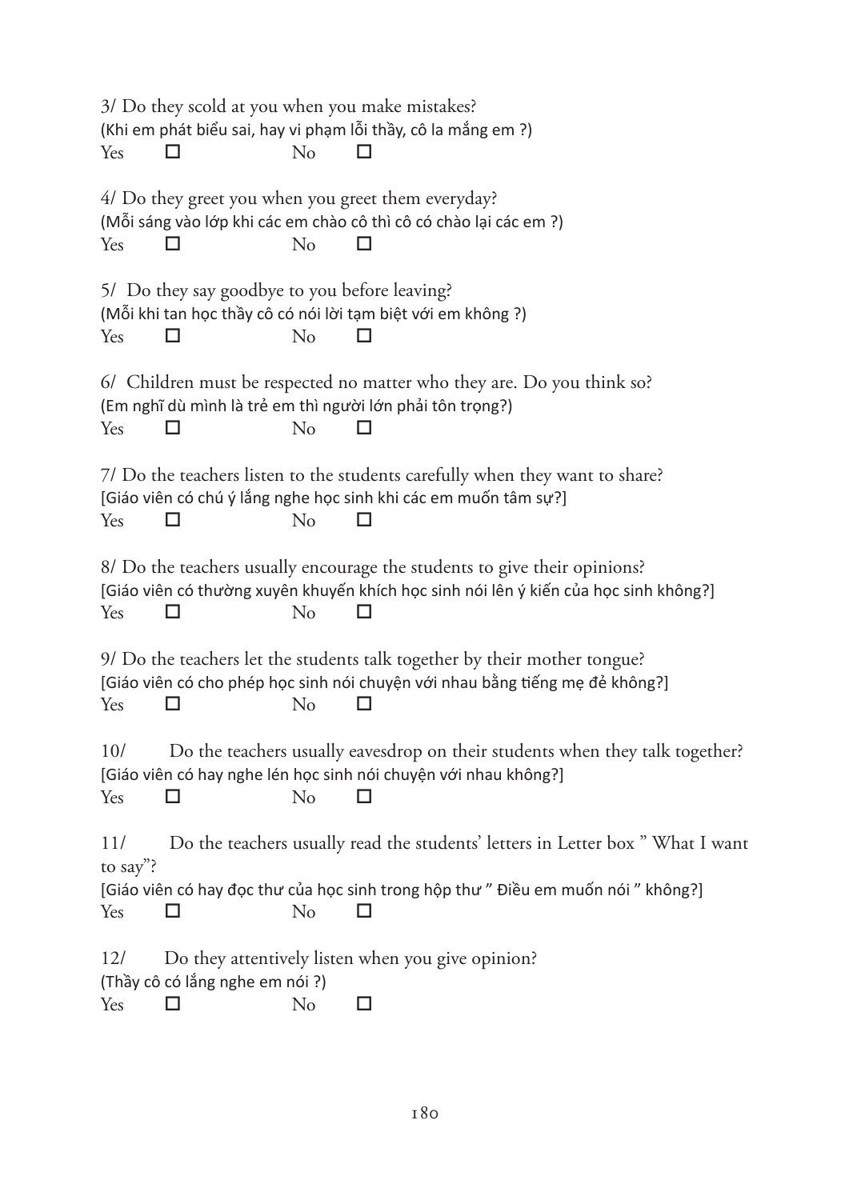3/ Do they scold at you when you make mistakes?
(Khi em phát biểu sai, hay vi phạm lỗi thầy, cô la mắng em ?)
Yes ☐ No ☐

4/ Do they greet you when you greet them everyday?
(Mỗi sáng vào lớp khi các em chào cô thì cô có chào lại các em ?)
Yes ☐ No ☐

5/ Do they say goodbye to you before leaving?
(Mỗi khi tan học thầy cô có nói lời tạm biệt với em không ?)
Yes ☐ No ☐

6/ Children must be respected no matter who they are. Do you think so?
(Em nghĩ dù mình là trẻ em thì người lớn phải tôn trọng?)
Yes ☐ No ☐

7/ Do the teachers listen to the students carefully when they want to share?
[Giáo viên có chú ý lắng nghe học sinh khi các em muốn tâm sự?]
Yes ☐ No ☐

8/ Do the teachers usually encourage the students to give their opinions?
[Giáo viên có thường xuyên khuyến khích học sinh nói lên ý kiến của học sinh không?]
Yes ☐ No ☐

9/ Do the teachers let the students talk together by their mother tongue?
[Giáo viên có cho phép học sinh nói chuyện với nhau bằng tiếng mẹ đẻ không?]
Yes ☐ No ☐

10/ Do the teachers usually eavesdrop on their students when they talk together?
[Giáo viên có hay nghe lén học sinh nói chuyện với nhau không?]
Yes ☐ No ☐

11/ Do the teachers usually read the students' letters in Letter box " What I want to say"?
[Giáo viên có hay đọc thư của học sinh trong hộp thư " Điều em muốn nói " không?]
Yes ☐ No ☐

12/ Do they attentively listen when you give opinion?
(Thầy cô có lắng nghe em nói ?)
Yes ☐ No ☐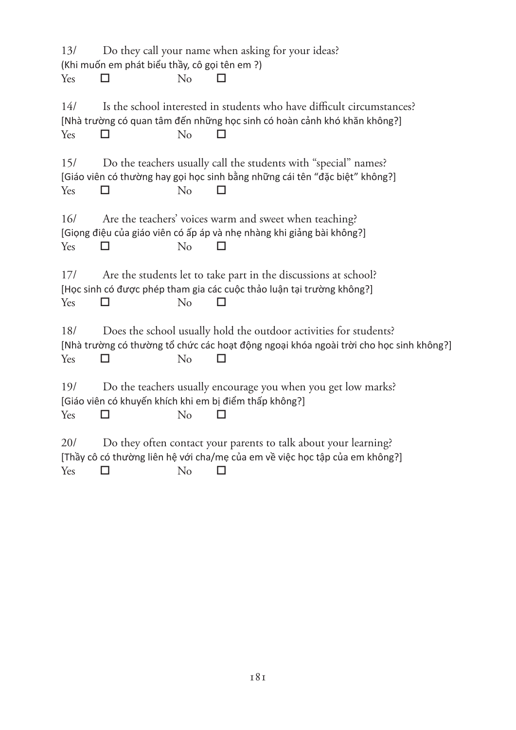13/ Do they call your name when asking for your ideas?
(Khi muốn em phát biểu thầy, cô gọi tên em ?)
Yes ☐ No ☐

14/ Is the school interested in students who have difficult circumstances?
[Nhà trường có quan tâm đến những học sinh có hoàn cảnh khó khăn không?]
Yes ☐ No ☐

15/ Do the teachers usually call the students with "special" names?
[Giáo viên có thường hay gọi học sinh bằng những cái tên "đặc biệt" không?]
Yes ☐ No ☐

16/ Are the teachers' voices warm and sweet when teaching?
[Giọng điệu của giáo viên có ấp áp và nhẹ nhàng khi giảng bài không?]
Yes ☐ No ☐

17/ Are the students let to take part in the discussions at school?
[Học sinh có được phép tham gia các cuộc thảo luận tại trường không?]
Yes ☐ No ☐

18/ Does the school usually hold the outdoor activities for students?
[Nhà trường có thường tổ chức các hoạt động ngoại khóa ngoài trời cho học sinh không?]
Yes ☐ No ☐

19/ Do the teachers usually encourage you when you get low marks?
[Giáo viên có khuyến khích khi em bị điểm thấp không?]
Yes ☐ No ☐

20/ Do they often contact your parents to talk about your learning?
[Thầy cô có thường liên hệ với cha/mẹ của em về việc học tập của em không?]
Yes ☐ No ☐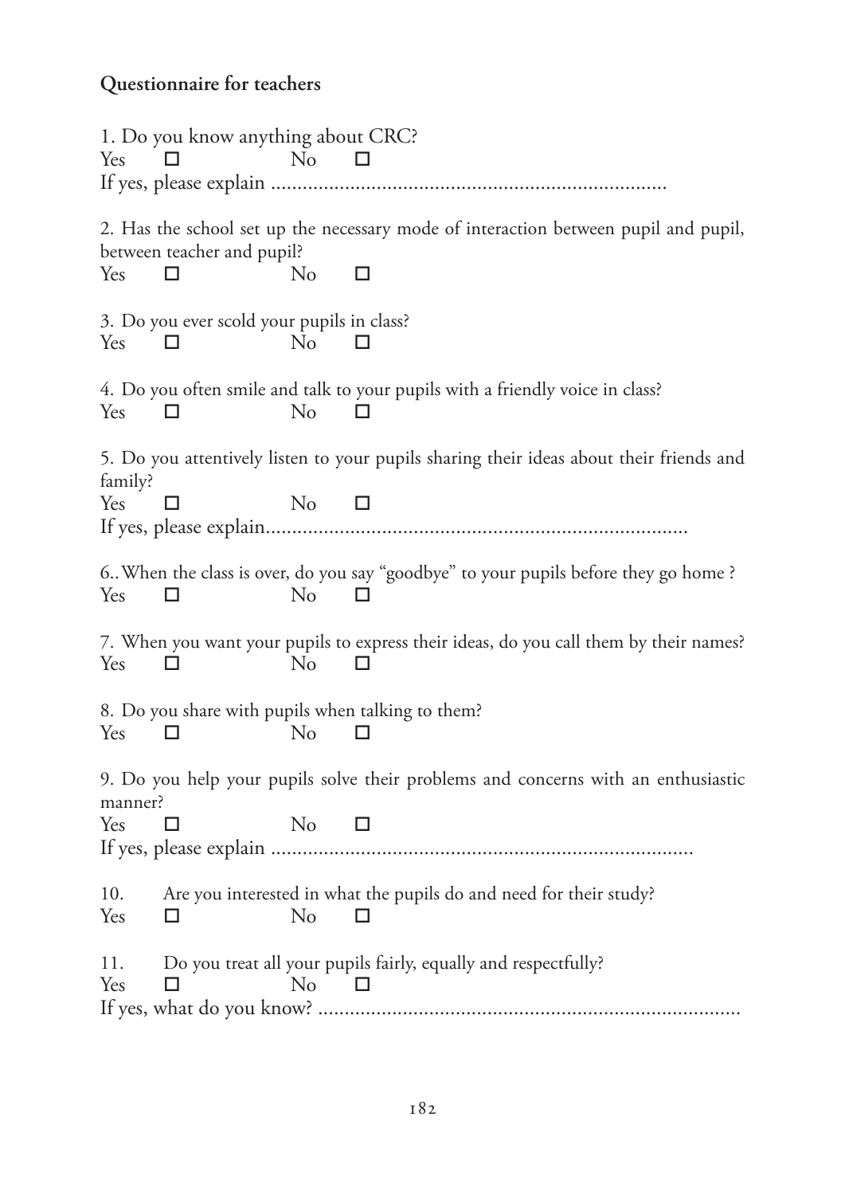**Questionnaire for teachers**

1. Do you know anything about CRC?

Yes ☐ No ☐

If yes, please explain ..........................................................................

2. Has the school set up the necessary mode of interaction between pupil and pupil, between teacher and pupil?

Yes ☐ No ☐

3. Do you ever scold your pupils in class?

Yes ☐ No ☐

4. Do you often smile and talk to your pupils with a friendly voice in class?

Yes ☐ No ☐

5. Do you attentively listen to your pupils sharing their ideas about their friends and family?

Yes ☐ No ☐

If yes, please explain...............................................................................

6.. When the class is over, do you say "goodbye" to your pupils before they go home ?

Yes ☐ No ☐

7. When you want your pupils to express their ideas, do you call them by their names?

Yes ☐ No ☐

8. Do you share with pupils when talking to them?

Yes ☐ No ☐

9. Do you help your pupils solve their problems and concerns with an enthusiastic manner?

Yes ☐ No ☐

If yes, please explain ...............................................................................

10. Are you interested in what the pupils do and need for their study?

Yes ☐ No ☐

11. Do you treat all your pupils fairly, equally and respectfully?

Yes ☐ No ☐

If yes, what do you know? ................................................................................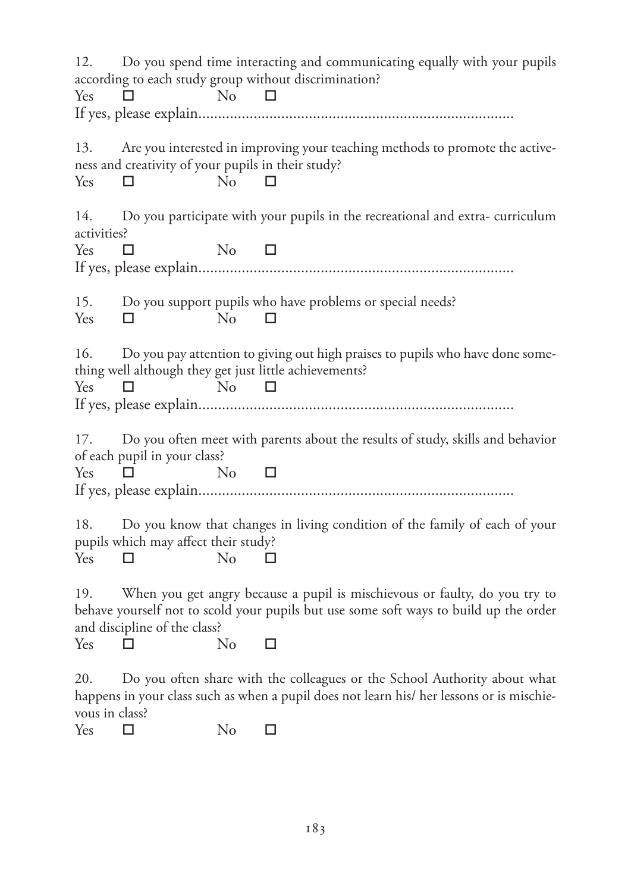12. Do you spend time interacting and communicating equally with your pupils according to each study group without discrimination?

Yes ☐ No ☐

If yes, please explain................................................................................

13. Are you interested in improving your teaching methods to promote the activeness and creativity of your pupils in their study?

Yes ☐ No ☐

14. Do you participate with your pupils in the recreational and extra- curriculum activities?

Yes ☐ No ☐

If yes, please explain................................................................................

15. Do you support pupils who have problems or special needs?

Yes ☐ No ☐

16. Do you pay attention to giving out high praises to pupils who have done something well although they get just little achievements?

Yes ☐ No ☐

If yes, please explain................................................................................

17. Do you often meet with parents about the results of study, skills and behavior of each pupil in your class?

Yes ☐ No ☐

If yes, please explain................................................................................

18. Do you know that changes in living condition of the family of each of your pupils which may affect their study?

Yes ☐ No ☐

19. When you get angry because a pupil is mischievous or faulty, do you try to behave yourself not to scold your pupils but use some soft ways to build up the order and discipline of the class?

Yes ☐ No ☐

20. Do you often share with the colleagues or the School Authority about what happens in your class such as when a pupil does not learn his/ her lessons or is mischievous in class?

Yes ☐ No ☐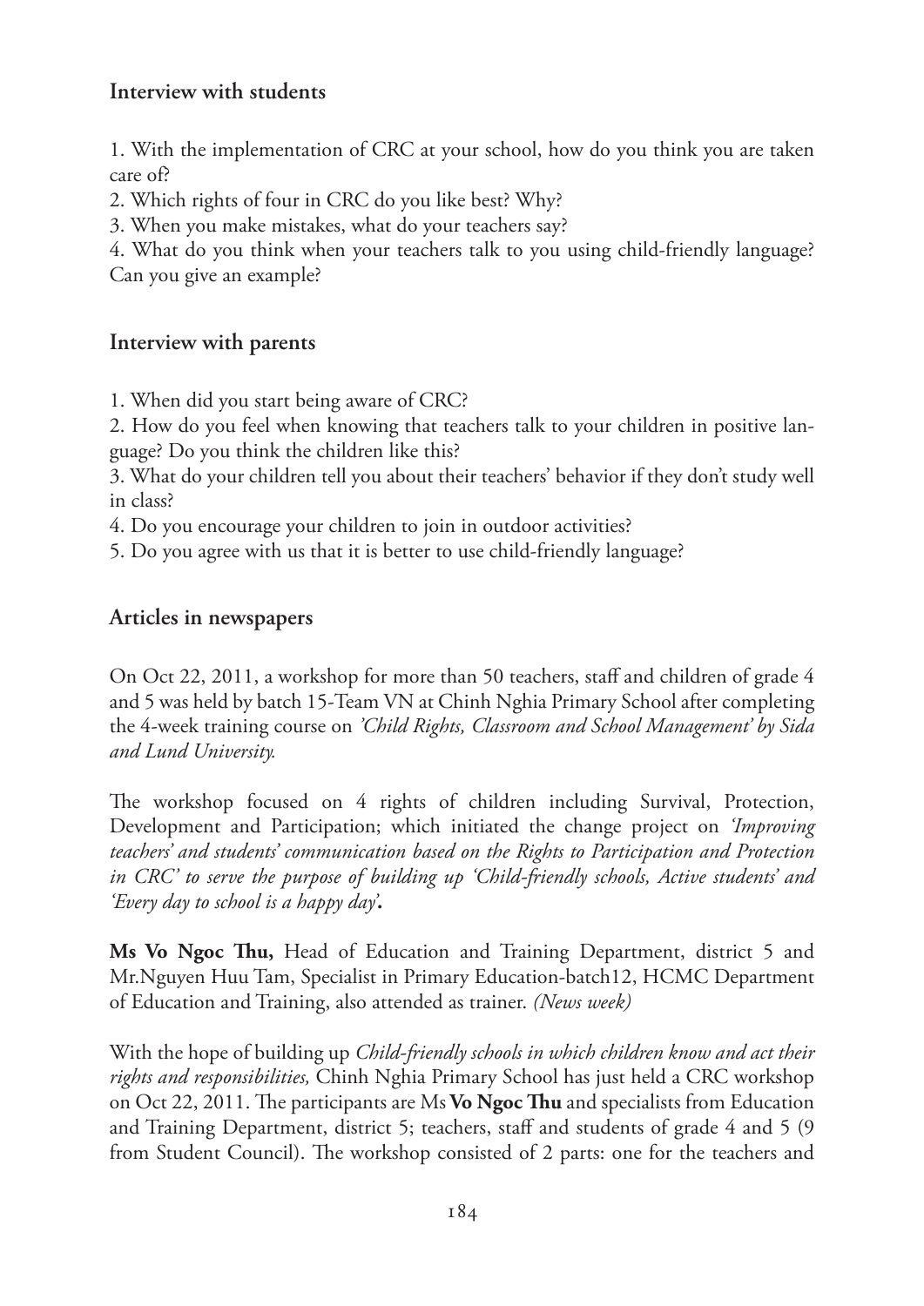## Interview with students

1. With the implementation of CRC at your school, how do you think you are taken care of?
2. Which rights of four in CRC do you like best? Why?
3. When you make mistakes, what do your teachers say?
4. What do you think when your teachers talk to you using child-friendly language? Can you give an example?

## Interview with parents

1. When did you start being aware of CRC?
2. How do you feel when knowing that teachers talk to your children in positive language? Do you think the children like this?
3. What do your children tell you about their teachers' behavior if they don't study well in class?
4. Do you encourage your children to join in outdoor activities?
5. Do you agree with us that it is better to use child-friendly language?

## Articles in newspapers

On Oct 22, 2011, a workshop for more than 50 teachers, staff and children of grade 4 and 5 was held by batch 15-Team VN at Chinh Nghia Primary School after completing the 4-week training course on *'Child Rights, Classroom and School Management' by Sida and Lund University.*

The workshop focused on 4 rights of children including Survival, Protection, Development and Participation; which initiated the change project on *'Improving teachers' and students' communication based on the Rights to Participation and Protection in CRC' to serve the purpose of building up 'Child-friendly schools, Active students' and 'Every day to school is a happy day'*.

**Ms Vo Ngoc Thu,** Head of Education and Training Department, district 5 and Mr.Nguyen Huu Tam, Specialist in Primary Education-batch12, HCMC Department of Education and Training, also attended as trainer. *(News week)*

With the hope of building up *Child-friendly schools in which children know and act their rights and responsibilities,* Chinh Nghia Primary School has just held a CRC workshop on Oct 22, 2011. The participants are Ms **Vo Ngoc Thu** and specialists from Education and Training Department, district 5; teachers, staff and students of grade 4 and 5 (9 from Student Council). The workshop consisted of 2 parts: one for the teachers and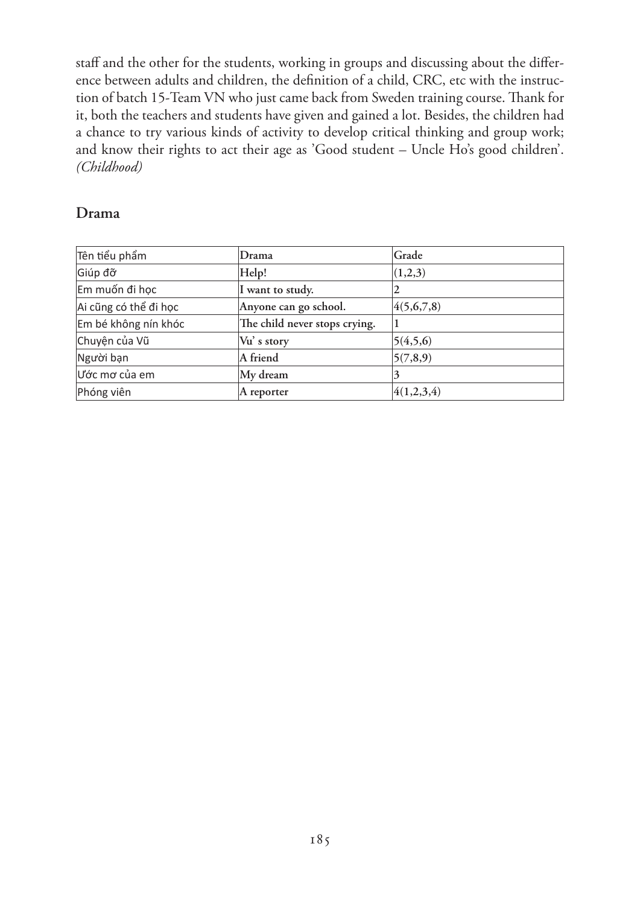staff and the other for the students, working in groups and discussing about the difference between adults and children, the definition of a child, CRC, etc with the instruction of batch 15-Team VN who just came back from Sweden training course. Thank for it, both the teachers and students have given and gained a lot. Besides, the children had a chance to try various kinds of activity to develop critical thinking and group work; and know their rights to act their age as 'Good student – Uncle Ho's good children'. *(Childhood)*

## Drama

| Tên tiểu phẩm | **Drama** | **Grade** |
|---|---|---|
| Giúp đỡ | **Help!** | (1,2,3) |
| Em muốn đi học | **I want to study.** | 2 |
| Ai cũng có thể đi học | **Anyone can go school.** | 4(5,6,7,8) |
| Em bé không nín khóc | **The child never stops crying.** | 1 |
| Chuyện của Vũ | **Vu' s story** | 5(4,5,6) |
| Người bạn | **A friend** | 5(7,8,9) |
| Ước mơ của em | **My dream** | 3 |
| Phóng viên | **A reporter** | 4(1,2,3,4) |